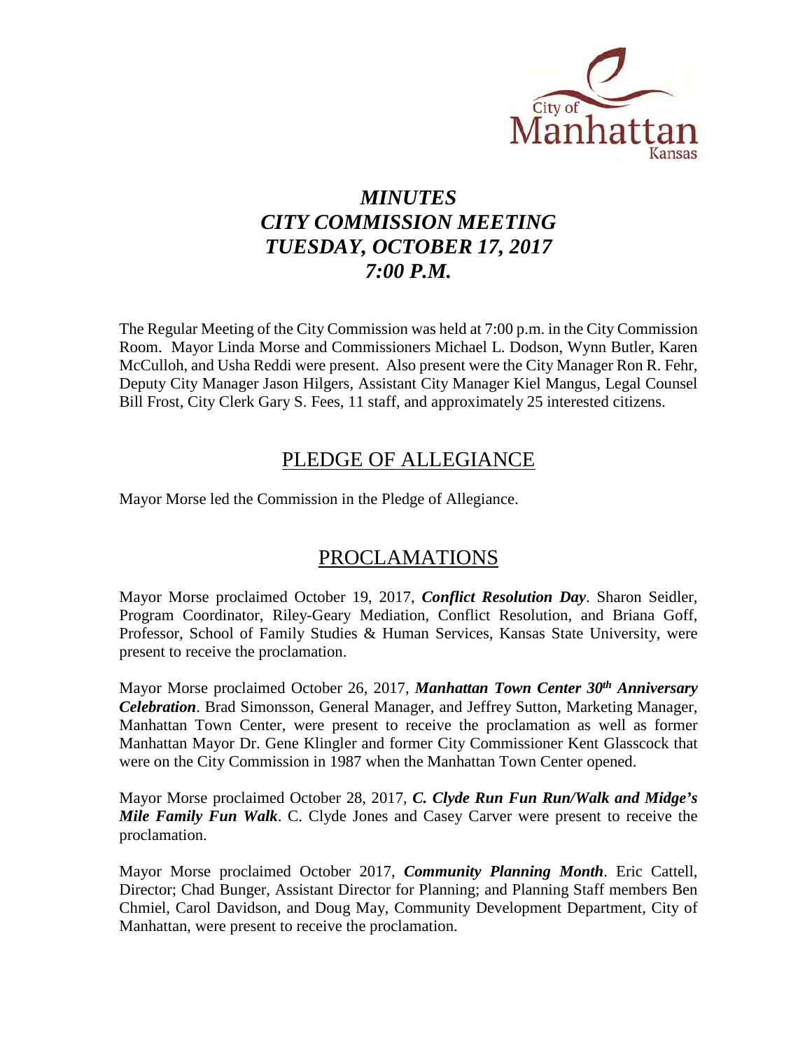City of
Manhattan
Kansas

# *MINUTES*
# *CITY COMMISSION MEETING*
# *TUESDAY, OCTOBER 17, 2017*
# *7:00 P.M.*

The Regular Meeting of the City Commission was held at 7:00 p.m. in the City Commission Room. Mayor Linda Morse and Commissioners Michael L. Dodson, Wynn Butler, Karen McCulloh, and Usha Reddi were present. Also present were the City Manager Ron R. Fehr, Deputy City Manager Jason Hilgers, Assistant City Manager Kiel Mangus, Legal Counsel Bill Frost, City Clerk Gary S. Fees, 11 staff, and approximately 25 interested citizens.

## PLEDGE OF ALLEGIANCE

Mayor Morse led the Commission in the Pledge of Allegiance.

## PROCLAMATIONS

Mayor Morse proclaimed October 19, 2017, ***Conflict Resolution Day***. Sharon Seidler, Program Coordinator, Riley-Geary Mediation, Conflict Resolution, and Briana Goff, Professor, School of Family Studies & Human Services, Kansas State University, were present to receive the proclamation.

Mayor Morse proclaimed October 26, 2017, ***Manhattan Town Center 30th Anniversary Celebration***. Brad Simonsson, General Manager, and Jeffrey Sutton, Marketing Manager, Manhattan Town Center, were present to receive the proclamation as well as former Manhattan Mayor Dr. Gene Klingler and former City Commissioner Kent Glasscock that were on the City Commission in 1987 when the Manhattan Town Center opened.

Mayor Morse proclaimed October 28, 2017, ***C. Clyde Run Fun Run/Walk and Midge's Mile Family Fun Walk***. C. Clyde Jones and Casey Carver were present to receive the proclamation.

Mayor Morse proclaimed October 2017, ***Community Planning Month***. Eric Cattell, Director; Chad Bunger, Assistant Director for Planning; and Planning Staff members Ben Chmiel, Carol Davidson, and Doug May, Community Development Department, City of Manhattan, were present to receive the proclamation.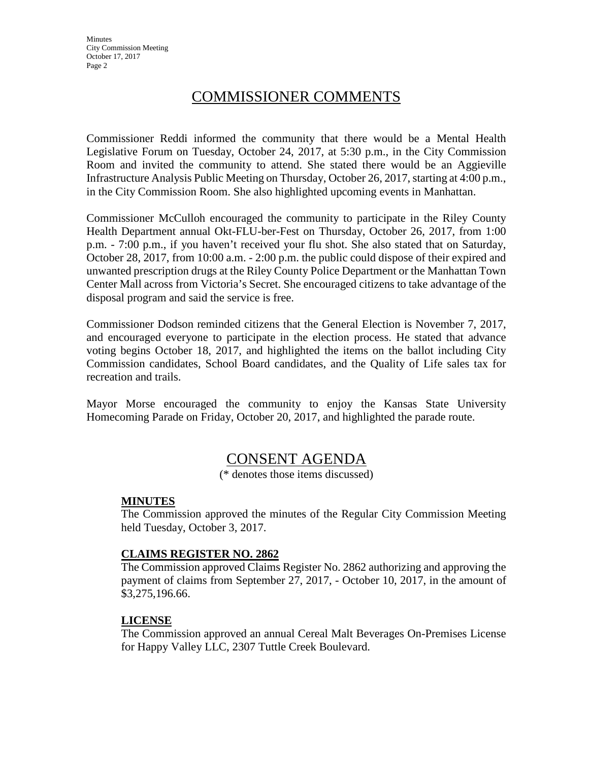## COMMISSIONER COMMENTS

Commissioner Reddi informed the community that there would be a Mental Health Legislative Forum on Tuesday, October 24, 2017, at 5:30 p.m., in the City Commission Room and invited the community to attend. She stated there would be an Aggieville Infrastructure Analysis Public Meeting on Thursday, October 26, 2017, starting at 4:00 p.m., in the City Commission Room. She also highlighted upcoming events in Manhattan.

Commissioner McCulloh encouraged the community to participate in the Riley County Health Department annual Okt-FLU-ber-Fest on Thursday, October 26, 2017, from 1:00 p.m. - 7:00 p.m., if you haven't received your flu shot. She also stated that on Saturday, October 28, 2017, from 10:00 a.m. - 2:00 p.m. the public could dispose of their expired and unwanted prescription drugs at the Riley County Police Department or the Manhattan Town Center Mall across from Victoria's Secret. She encouraged citizens to take advantage of the disposal program and said the service is free.

Commissioner Dodson reminded citizens that the General Election is November 7, 2017, and encouraged everyone to participate in the election process. He stated that advance voting begins October 18, 2017, and highlighted the items on the ballot including City Commission candidates, School Board candidates, and the Quality of Life sales tax for recreation and trails.

Mayor Morse encouraged the community to enjoy the Kansas State University Homecoming Parade on Friday, October 20, 2017, and highlighted the parade route.

## CONSENT AGENDA

(* denotes those items discussed)

**MINUTES**

The Commission approved the minutes of the Regular City Commission Meeting held Tuesday, October 3, 2017.

**CLAIMS REGISTER NO. 2862**

The Commission approved Claims Register No. 2862 authorizing and approving the payment of claims from September 27, 2017, - October 10, 2017, in the amount of $3,275,196.66.

**LICENSE**

The Commission approved an annual Cereal Malt Beverages On-Premises License for Happy Valley LLC, 2307 Tuttle Creek Boulevard.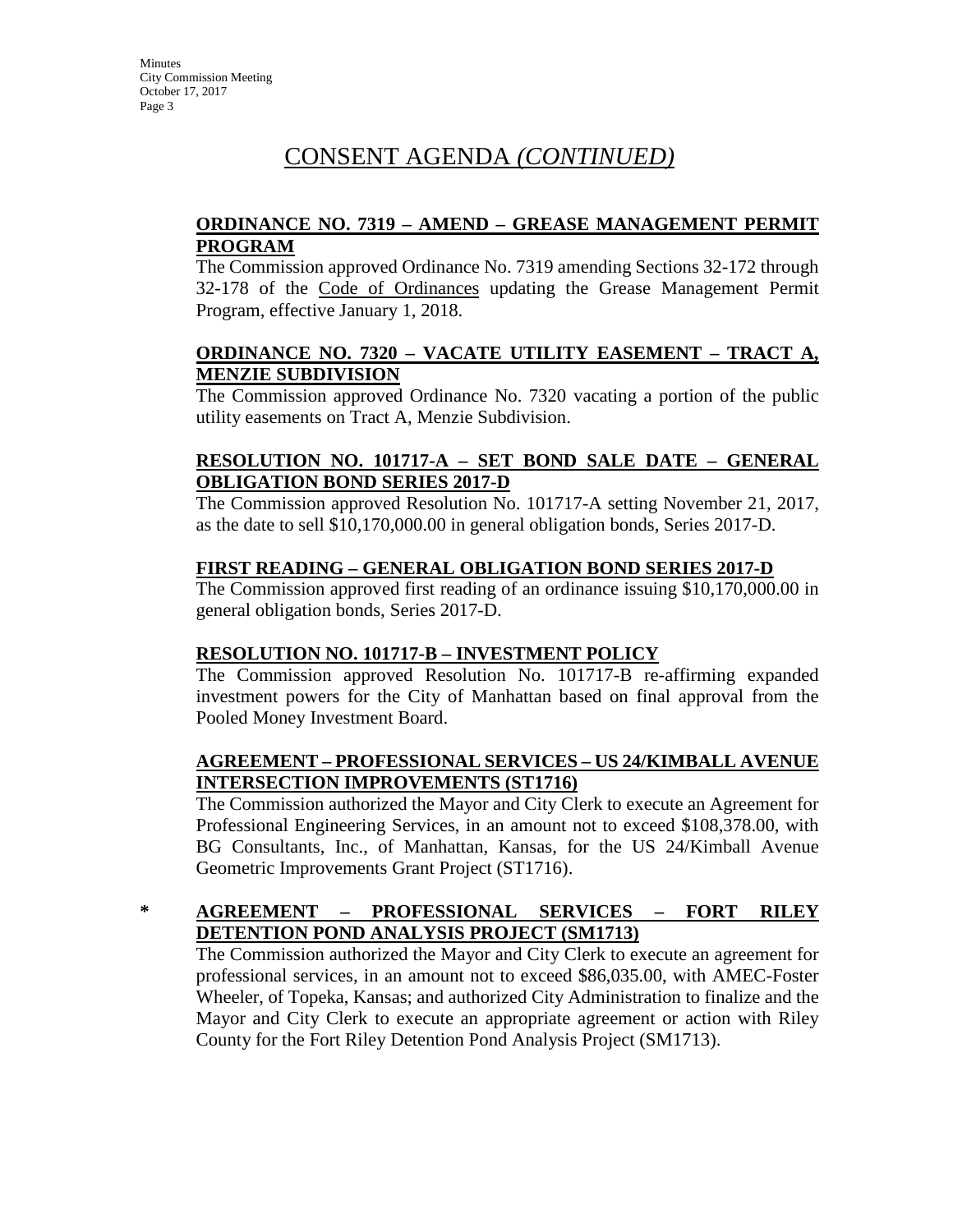# CONSENT AGENDA *(CONTINUED)*

**ORDINANCE NO. 7319 – AMEND – GREASE MANAGEMENT PERMIT PROGRAM**

The Commission approved Ordinance No. 7319 amending Sections 32-172 through 32-178 of the Code of Ordinances updating the Grease Management Permit Program, effective January 1, 2018.

**ORDINANCE NO. 7320 – VACATE UTILITY EASEMENT – TRACT A, MENZIE SUBDIVISION**

The Commission approved Ordinance No. 7320 vacating a portion of the public utility easements on Tract A, Menzie Subdivision.

**RESOLUTION NO. 101717-A – SET BOND SALE DATE – GENERAL OBLIGATION BOND SERIES 2017-D**

The Commission approved Resolution No. 101717-A setting November 21, 2017, as the date to sell $10,170,000.00 in general obligation bonds, Series 2017-D.

**FIRST READING – GENERAL OBLIGATION BOND SERIES 2017-D**

The Commission approved first reading of an ordinance issuing $10,170,000.00 in general obligation bonds, Series 2017-D.

**RESOLUTION NO. 101717-B – INVESTMENT POLICY**

The Commission approved Resolution No. 101717-B re-affirming expanded investment powers for the City of Manhattan based on final approval from the Pooled Money Investment Board.

**AGREEMENT – PROFESSIONAL SERVICES – US 24/KIMBALL AVENUE INTERSECTION IMPROVEMENTS (ST1716)**

The Commission authorized the Mayor and City Clerk to execute an Agreement for Professional Engineering Services, in an amount not to exceed $108,378.00, with BG Consultants, Inc., of Manhattan, Kansas, for the US 24/Kimball Avenue Geometric Improvements Grant Project (ST1716).

\* **AGREEMENT – PROFESSIONAL SERVICES – FORT RILEY DETENTION POND ANALYSIS PROJECT (SM1713)**

The Commission authorized the Mayor and City Clerk to execute an agreement for professional services, in an amount not to exceed $86,035.00, with AMEC-Foster Wheeler, of Topeka, Kansas; and authorized City Administration to finalize and the Mayor and City Clerk to execute an appropriate agreement or action with Riley County for the Fort Riley Detention Pond Analysis Project (SM1713).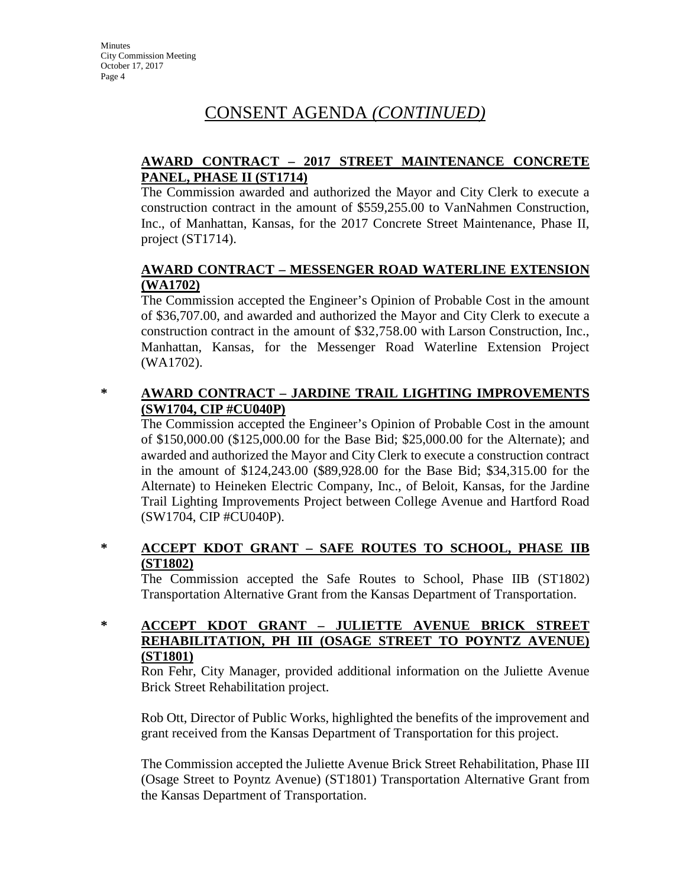## CONSENT AGENDA *(CONTINUED)*

**AWARD CONTRACT – 2017 STREET MAINTENANCE CONCRETE PANEL, PHASE II (ST1714)**

The Commission awarded and authorized the Mayor and City Clerk to execute a construction contract in the amount of $559,255.00 to VanNahmen Construction, Inc., of Manhattan, Kansas, for the 2017 Concrete Street Maintenance, Phase II, project (ST1714).

**AWARD CONTRACT – MESSENGER ROAD WATERLINE EXTENSION (WA1702)**

The Commission accepted the Engineer's Opinion of Probable Cost in the amount of $36,707.00, and awarded and authorized the Mayor and City Clerk to execute a construction contract in the amount of $32,758.00 with Larson Construction, Inc., Manhattan, Kansas, for the Messenger Road Waterline Extension Project (WA1702).

**\* AWARD CONTRACT – JARDINE TRAIL LIGHTING IMPROVEMENTS (SW1704, CIP #CU040P)**

The Commission accepted the Engineer's Opinion of Probable Cost in the amount of $150,000.00 ($125,000.00 for the Base Bid; $25,000.00 for the Alternate); and awarded and authorized the Mayor and City Clerk to execute a construction contract in the amount of $124,243.00 ($89,928.00 for the Base Bid; $34,315.00 for the Alternate) to Heineken Electric Company, Inc., of Beloit, Kansas, for the Jardine Trail Lighting Improvements Project between College Avenue and Hartford Road (SW1704, CIP #CU040P).

**\* ACCEPT KDOT GRANT – SAFE ROUTES TO SCHOOL, PHASE IIB (ST1802)**

The Commission accepted the Safe Routes to School, Phase IIB (ST1802) Transportation Alternative Grant from the Kansas Department of Transportation.

**\* ACCEPT KDOT GRANT – JULIETTE AVENUE BRICK STREET REHABILITATION, PH III (OSAGE STREET TO POYNTZ AVENUE) (ST1801)**

Ron Fehr, City Manager, provided additional information on the Juliette Avenue Brick Street Rehabilitation project.

Rob Ott, Director of Public Works, highlighted the benefits of the improvement and grant received from the Kansas Department of Transportation for this project.

The Commission accepted the Juliette Avenue Brick Street Rehabilitation, Phase III (Osage Street to Poyntz Avenue) (ST1801) Transportation Alternative Grant from the Kansas Department of Transportation.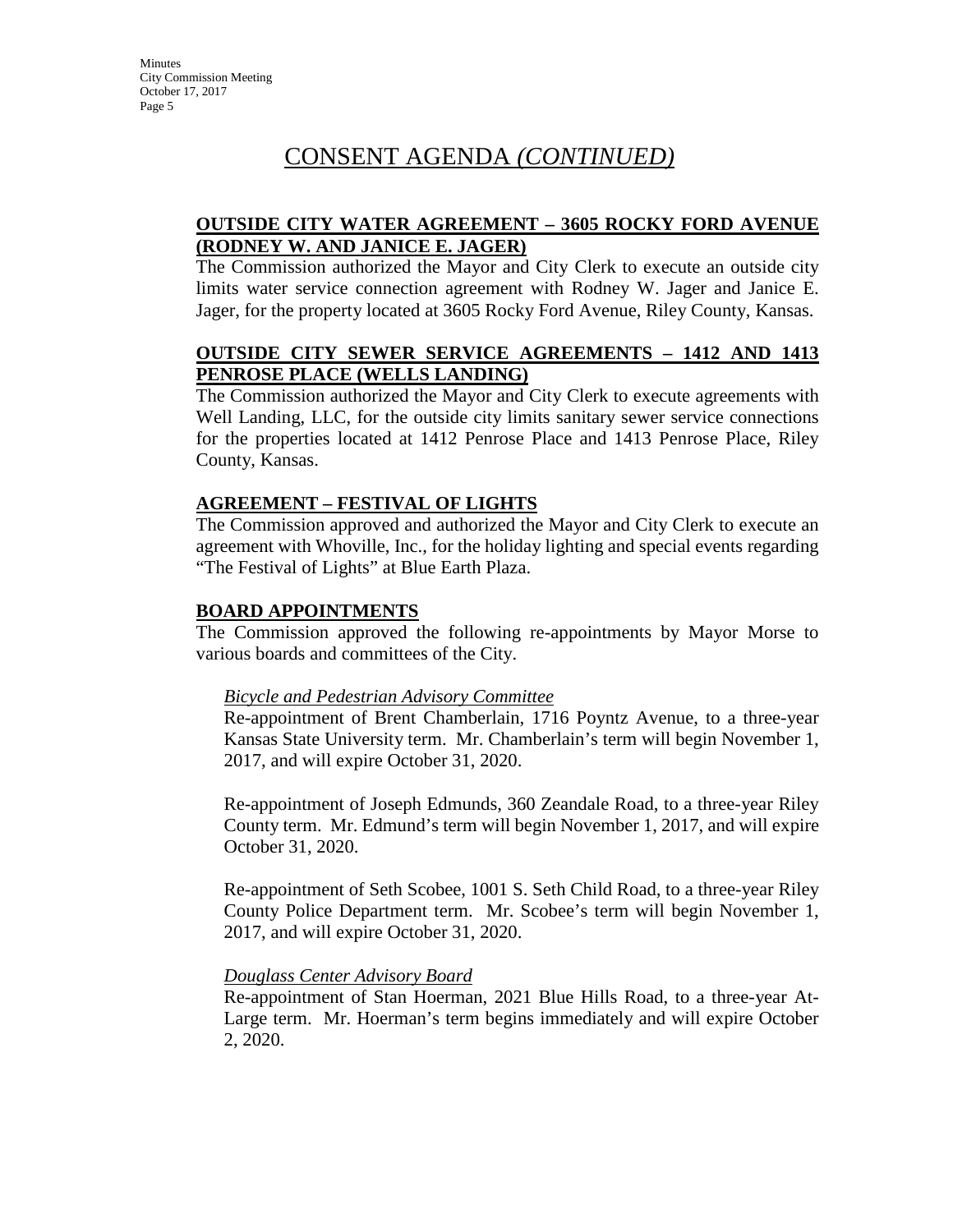# CONSENT AGENDA *(CONTINUED)*

**OUTSIDE CITY WATER AGREEMENT – 3605 ROCKY FORD AVENUE (RODNEY W. AND JANICE E. JAGER)**

The Commission authorized the Mayor and City Clerk to execute an outside city limits water service connection agreement with Rodney W. Jager and Janice E. Jager, for the property located at 3605 Rocky Ford Avenue, Riley County, Kansas.

**OUTSIDE CITY SEWER SERVICE AGREEMENTS – 1412 AND 1413 PENROSE PLACE (WELLS LANDING)**

The Commission authorized the Mayor and City Clerk to execute agreements with Well Landing, LLC, for the outside city limits sanitary sewer service connections for the properties located at 1412 Penrose Place and 1413 Penrose Place, Riley County, Kansas.

**AGREEMENT – FESTIVAL OF LIGHTS**

The Commission approved and authorized the Mayor and City Clerk to execute an agreement with Whoville, Inc., for the holiday lighting and special events regarding "The Festival of Lights" at Blue Earth Plaza.

**BOARD APPOINTMENTS**

The Commission approved the following re-appointments by Mayor Morse to various boards and committees of the City.

*Bicycle and Pedestrian Advisory Committee*

Re-appointment of Brent Chamberlain, 1716 Poyntz Avenue, to a three-year Kansas State University term. Mr. Chamberlain's term will begin November 1, 2017, and will expire October 31, 2020.

Re-appointment of Joseph Edmunds, 360 Zeandale Road, to a three-year Riley County term. Mr. Edmund's term will begin November 1, 2017, and will expire October 31, 2020.

Re-appointment of Seth Scobee, 1001 S. Seth Child Road, to a three-year Riley County Police Department term. Mr. Scobee's term will begin November 1, 2017, and will expire October 31, 2020.

*Douglass Center Advisory Board*

Re-appointment of Stan Hoerman, 2021 Blue Hills Road, to a three-year At-Large term. Mr. Hoerman's term begins immediately and will expire October 2, 2020.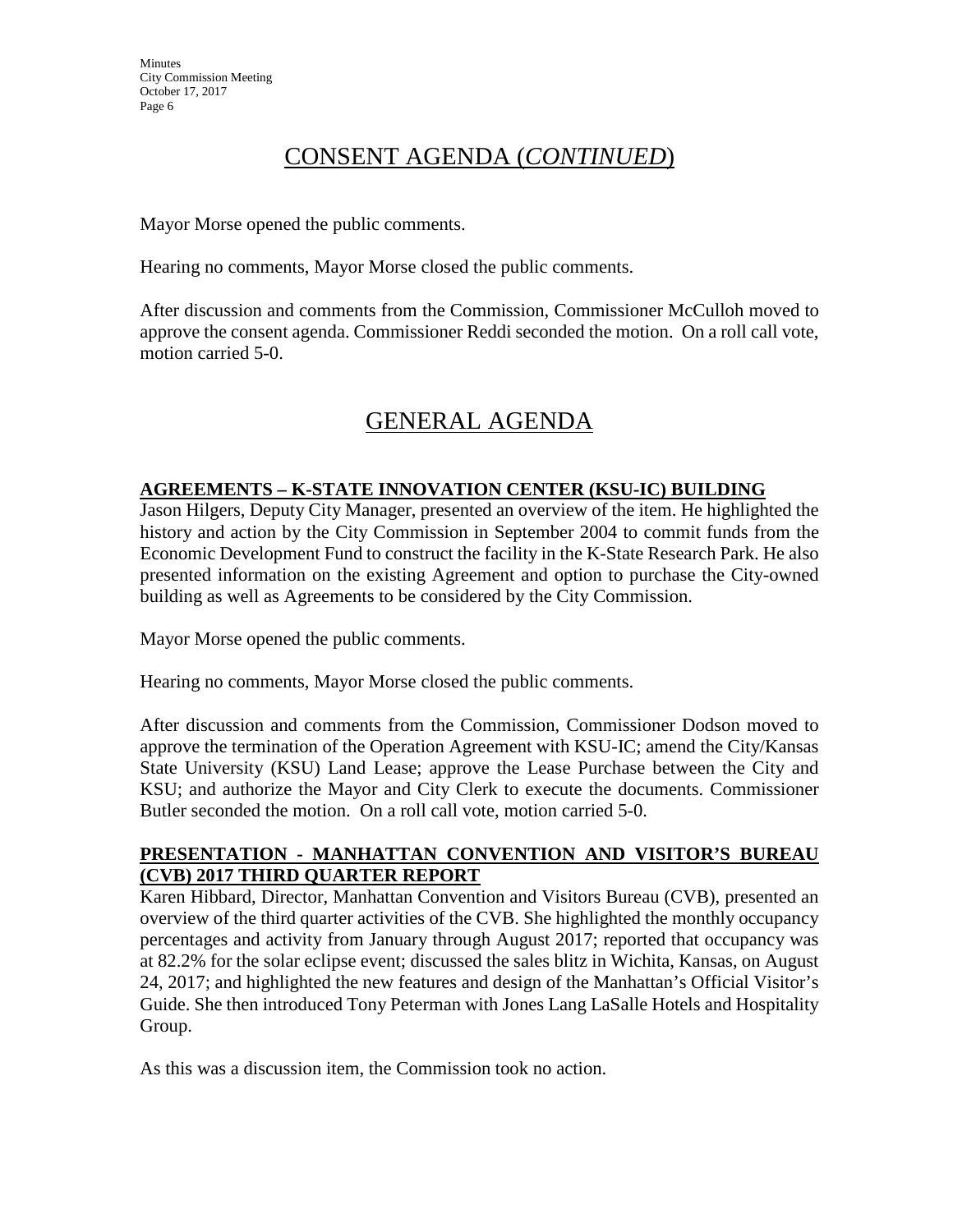# CONSENT AGENDA (*CONTINUED*)

Mayor Morse opened the public comments.

Hearing no comments, Mayor Morse closed the public comments.

After discussion and comments from the Commission, Commissioner McCulloh moved to approve the consent agenda. Commissioner Reddi seconded the motion. On a roll call vote, motion carried 5-0.

# GENERAL AGENDA

**AGREEMENTS – K-STATE INNOVATION CENTER (KSU-IC) BUILDING**

Jason Hilgers, Deputy City Manager, presented an overview of the item. He highlighted the history and action by the City Commission in September 2004 to commit funds from the Economic Development Fund to construct the facility in the K-State Research Park. He also presented information on the existing Agreement and option to purchase the City-owned building as well as Agreements to be considered by the City Commission.

Mayor Morse opened the public comments.

Hearing no comments, Mayor Morse closed the public comments.

After discussion and comments from the Commission, Commissioner Dodson moved to approve the termination of the Operation Agreement with KSU-IC; amend the City/Kansas State University (KSU) Land Lease; approve the Lease Purchase between the City and KSU; and authorize the Mayor and City Clerk to execute the documents. Commissioner Butler seconded the motion. On a roll call vote, motion carried 5-0.

**PRESENTATION - MANHATTAN CONVENTION AND VISITOR'S BUREAU (CVB) 2017 THIRD QUARTER REPORT**

Karen Hibbard, Director, Manhattan Convention and Visitors Bureau (CVB), presented an overview of the third quarter activities of the CVB. She highlighted the monthly occupancy percentages and activity from January through August 2017; reported that occupancy was at 82.2% for the solar eclipse event; discussed the sales blitz in Wichita, Kansas, on August 24, 2017; and highlighted the new features and design of the Manhattan's Official Visitor's Guide. She then introduced Tony Peterman with Jones Lang LaSalle Hotels and Hospitality Group.

As this was a discussion item, the Commission took no action.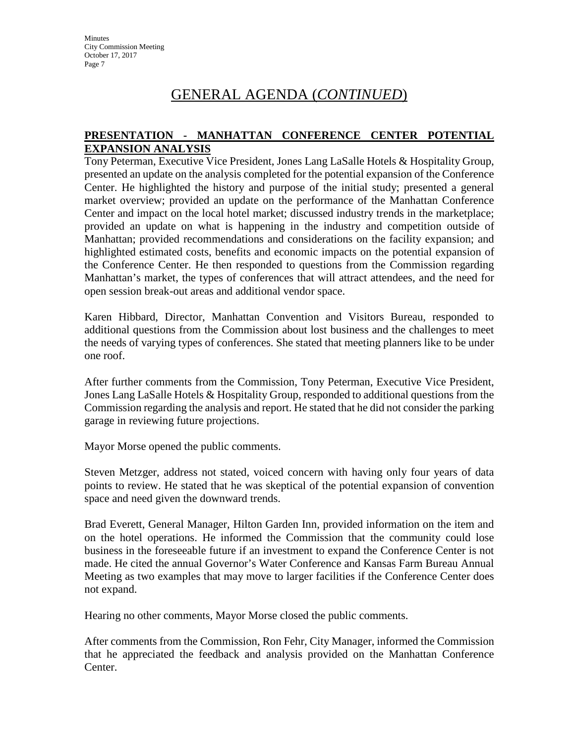# GENERAL AGENDA (*CONTINUED*)

## PRESENTATION - MANHATTAN CONFERENCE CENTER POTENTIAL EXPANSION ANALYSIS

Tony Peterman, Executive Vice President, Jones Lang LaSalle Hotels & Hospitality Group, presented an update on the analysis completed for the potential expansion of the Conference Center. He highlighted the history and purpose of the initial study; presented a general market overview; provided an update on the performance of the Manhattan Conference Center and impact on the local hotel market; discussed industry trends in the marketplace; provided an update on what is happening in the industry and competition outside of Manhattan; provided recommendations and considerations on the facility expansion; and highlighted estimated costs, benefits and economic impacts on the potential expansion of the Conference Center. He then responded to questions from the Commission regarding Manhattan's market, the types of conferences that will attract attendees, and the need for open session break-out areas and additional vendor space.

Karen Hibbard, Director, Manhattan Convention and Visitors Bureau, responded to additional questions from the Commission about lost business and the challenges to meet the needs of varying types of conferences. She stated that meeting planners like to be under one roof.

After further comments from the Commission, Tony Peterman, Executive Vice President, Jones Lang LaSalle Hotels & Hospitality Group, responded to additional questions from the Commission regarding the analysis and report. He stated that he did not consider the parking garage in reviewing future projections.

Mayor Morse opened the public comments.

Steven Metzger, address not stated, voiced concern with having only four years of data points to review. He stated that he was skeptical of the potential expansion of convention space and need given the downward trends.

Brad Everett, General Manager, Hilton Garden Inn, provided information on the item and on the hotel operations. He informed the Commission that the community could lose business in the foreseeable future if an investment to expand the Conference Center is not made. He cited the annual Governor's Water Conference and Kansas Farm Bureau Annual Meeting as two examples that may move to larger facilities if the Conference Center does not expand.

Hearing no other comments, Mayor Morse closed the public comments.

After comments from the Commission, Ron Fehr, City Manager, informed the Commission that he appreciated the feedback and analysis provided on the Manhattan Conference Center.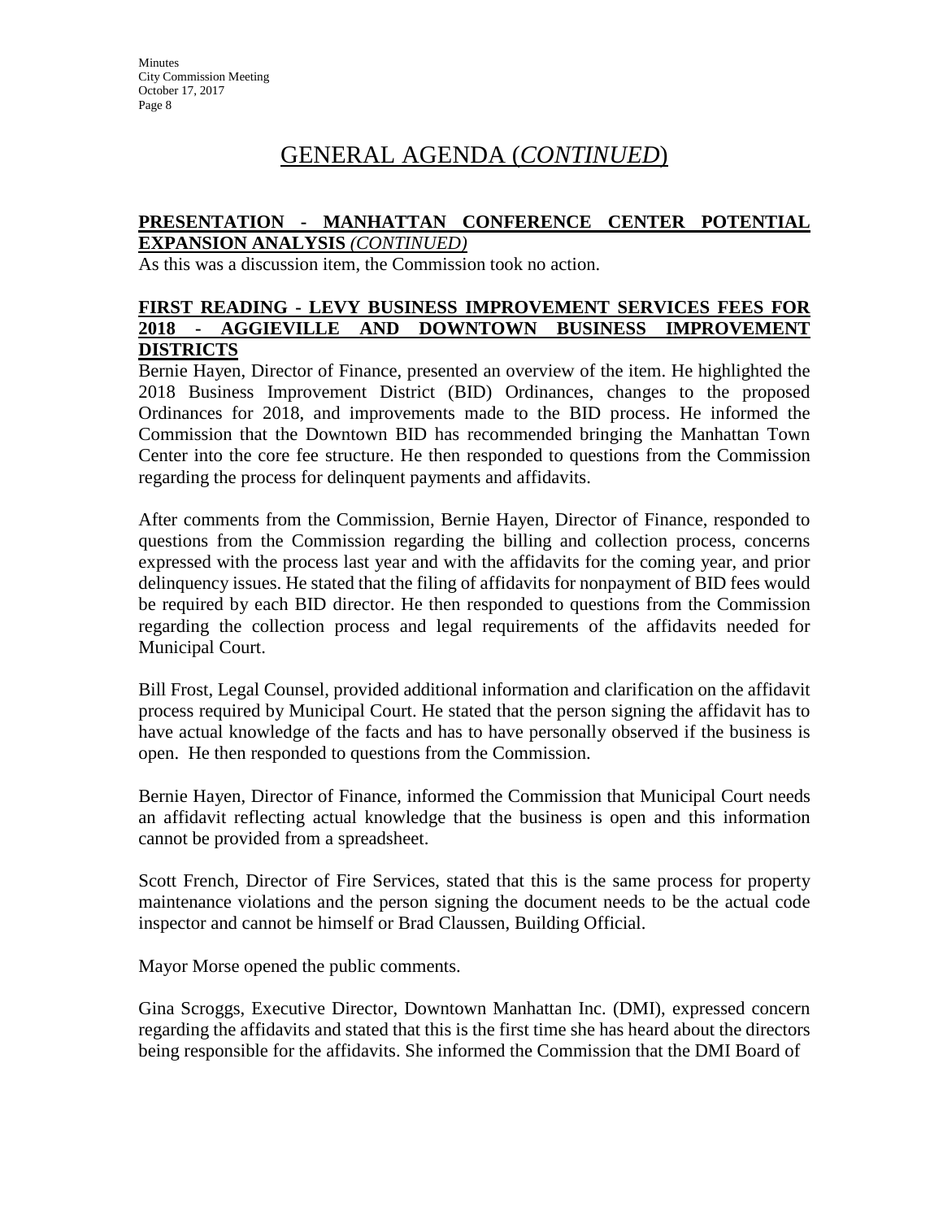# GENERAL AGENDA (*CONTINUED*)

**PRESENTATION - MANHATTAN CONFERENCE CENTER POTENTIAL EXPANSION ANALYSIS *(CONTINUED)***

As this was a discussion item, the Commission took no action.

**FIRST READING - LEVY BUSINESS IMPROVEMENT SERVICES FEES FOR 2018 - AGGIEVILLE AND DOWNTOWN BUSINESS IMPROVEMENT DISTRICTS**

Bernie Hayen, Director of Finance, presented an overview of the item. He highlighted the 2018 Business Improvement District (BID) Ordinances, changes to the proposed Ordinances for 2018, and improvements made to the BID process. He informed the Commission that the Downtown BID has recommended bringing the Manhattan Town Center into the core fee structure. He then responded to questions from the Commission regarding the process for delinquent payments and affidavits.

After comments from the Commission, Bernie Hayen, Director of Finance, responded to questions from the Commission regarding the billing and collection process, concerns expressed with the process last year and with the affidavits for the coming year, and prior delinquency issues. He stated that the filing of affidavits for nonpayment of BID fees would be required by each BID director. He then responded to questions from the Commission regarding the collection process and legal requirements of the affidavits needed for Municipal Court.

Bill Frost, Legal Counsel, provided additional information and clarification on the affidavit process required by Municipal Court. He stated that the person signing the affidavit has to have actual knowledge of the facts and has to have personally observed if the business is open. He then responded to questions from the Commission.

Bernie Hayen, Director of Finance, informed the Commission that Municipal Court needs an affidavit reflecting actual knowledge that the business is open and this information cannot be provided from a spreadsheet.

Scott French, Director of Fire Services, stated that this is the same process for property maintenance violations and the person signing the document needs to be the actual code inspector and cannot be himself or Brad Claussen, Building Official.

Mayor Morse opened the public comments.

Gina Scroggs, Executive Director, Downtown Manhattan Inc. (DMI), expressed concern regarding the affidavits and stated that this is the first time she has heard about the directors being responsible for the affidavits. She informed the Commission that the DMI Board of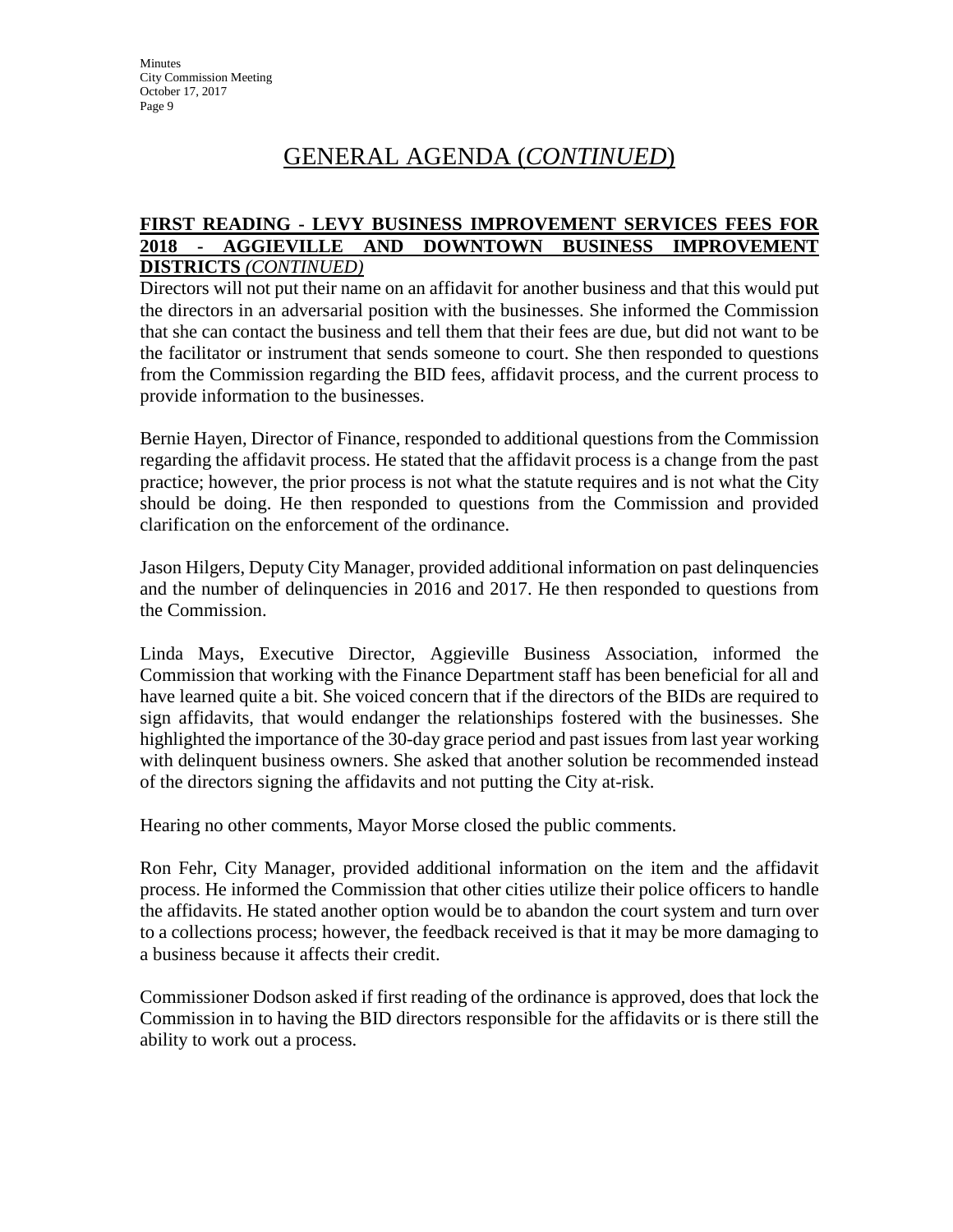# GENERAL AGENDA (*CONTINUED*)

**FIRST READING - LEVY BUSINESS IMPROVEMENT SERVICES FEES FOR 2018 - AGGIEVILLE AND DOWNTOWN BUSINESS IMPROVEMENT DISTRICTS** *(CONTINUED)*

Directors will not put their name on an affidavit for another business and that this would put the directors in an adversarial position with the businesses. She informed the Commission that she can contact the business and tell them that their fees are due, but did not want to be the facilitator or instrument that sends someone to court. She then responded to questions from the Commission regarding the BID fees, affidavit process, and the current process to provide information to the businesses.

Bernie Hayen, Director of Finance, responded to additional questions from the Commission regarding the affidavit process. He stated that the affidavit process is a change from the past practice; however, the prior process is not what the statute requires and is not what the City should be doing. He then responded to questions from the Commission and provided clarification on the enforcement of the ordinance.

Jason Hilgers, Deputy City Manager, provided additional information on past delinquencies and the number of delinquencies in 2016 and 2017. He then responded to questions from the Commission.

Linda Mays, Executive Director, Aggieville Business Association, informed the Commission that working with the Finance Department staff has been beneficial for all and have learned quite a bit. She voiced concern that if the directors of the BIDs are required to sign affidavits, that would endanger the relationships fostered with the businesses. She highlighted the importance of the 30-day grace period and past issues from last year working with delinquent business owners. She asked that another solution be recommended instead of the directors signing the affidavits and not putting the City at-risk.

Hearing no other comments, Mayor Morse closed the public comments.

Ron Fehr, City Manager, provided additional information on the item and the affidavit process. He informed the Commission that other cities utilize their police officers to handle the affidavits. He stated another option would be to abandon the court system and turn over to a collections process; however, the feedback received is that it may be more damaging to a business because it affects their credit.

Commissioner Dodson asked if first reading of the ordinance is approved, does that lock the Commission in to having the BID directors responsible for the affidavits or is there still the ability to work out a process.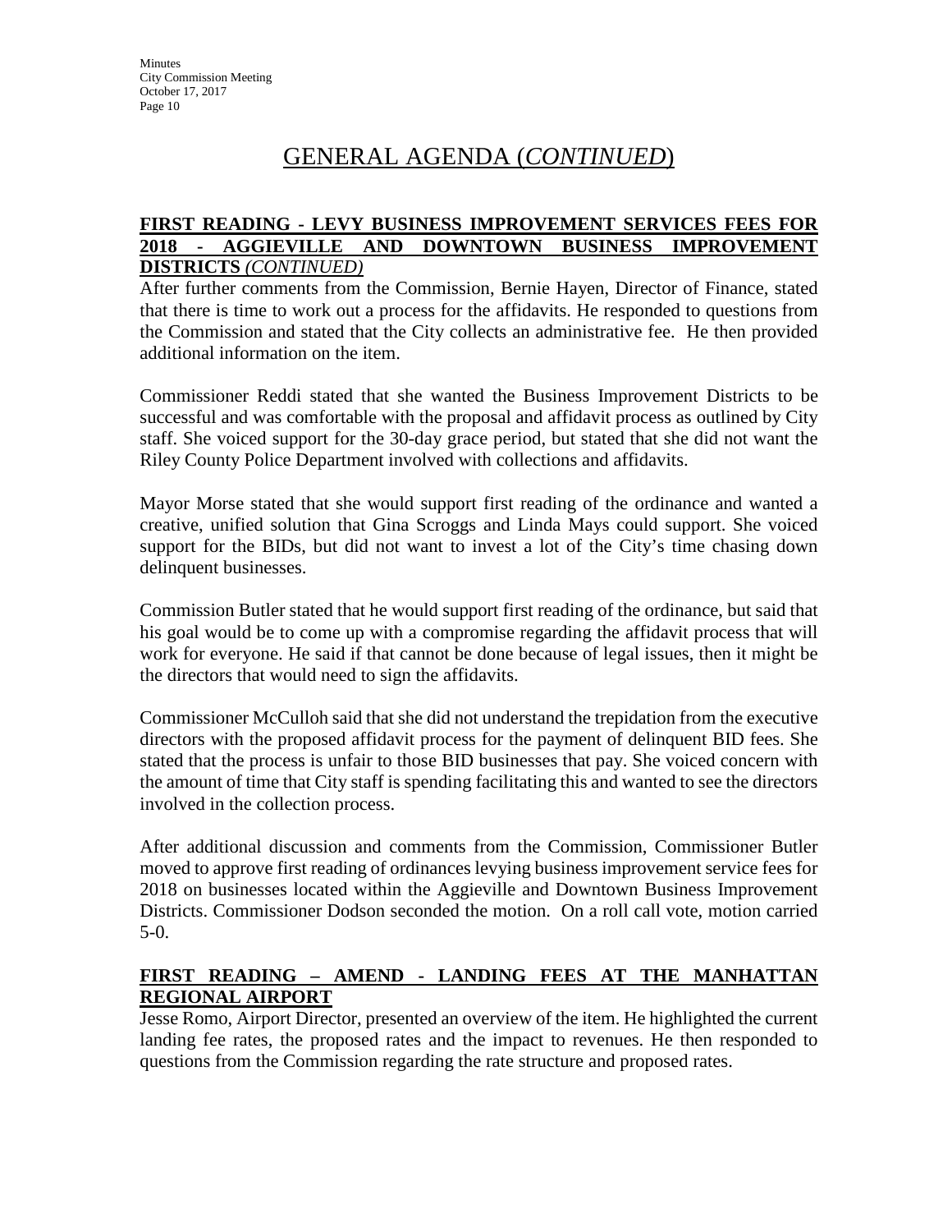# GENERAL AGENDA (*CONTINUED*)

**FIRST READING - LEVY BUSINESS IMPROVEMENT SERVICES FEES FOR 2018 - AGGIEVILLE AND DOWNTOWN BUSINESS IMPROVEMENT DISTRICTS** ***(CONTINUED)***

After further comments from the Commission, Bernie Hayen, Director of Finance, stated that there is time to work out a process for the affidavits. He responded to questions from the Commission and stated that the City collects an administrative fee. He then provided additional information on the item.

Commissioner Reddi stated that she wanted the Business Improvement Districts to be successful and was comfortable with the proposal and affidavit process as outlined by City staff. She voiced support for the 30-day grace period, but stated that she did not want the Riley County Police Department involved with collections and affidavits.

Mayor Morse stated that she would support first reading of the ordinance and wanted a creative, unified solution that Gina Scroggs and Linda Mays could support. She voiced support for the BIDs, but did not want to invest a lot of the City's time chasing down delinquent businesses.

Commission Butler stated that he would support first reading of the ordinance, but said that his goal would be to come up with a compromise regarding the affidavit process that will work for everyone. He said if that cannot be done because of legal issues, then it might be the directors that would need to sign the affidavits.

Commissioner McCulloh said that she did not understand the trepidation from the executive directors with the proposed affidavit process for the payment of delinquent BID fees. She stated that the process is unfair to those BID businesses that pay. She voiced concern with the amount of time that City staff is spending facilitating this and wanted to see the directors involved in the collection process.

After additional discussion and comments from the Commission, Commissioner Butler moved to approve first reading of ordinances levying business improvement service fees for 2018 on businesses located within the Aggieville and Downtown Business Improvement Districts. Commissioner Dodson seconded the motion. On a roll call vote, motion carried 5-0.

**FIRST READING – AMEND - LANDING FEES AT THE MANHATTAN REGIONAL AIRPORT**

Jesse Romo, Airport Director, presented an overview of the item. He highlighted the current landing fee rates, the proposed rates and the impact to revenues. He then responded to questions from the Commission regarding the rate structure and proposed rates.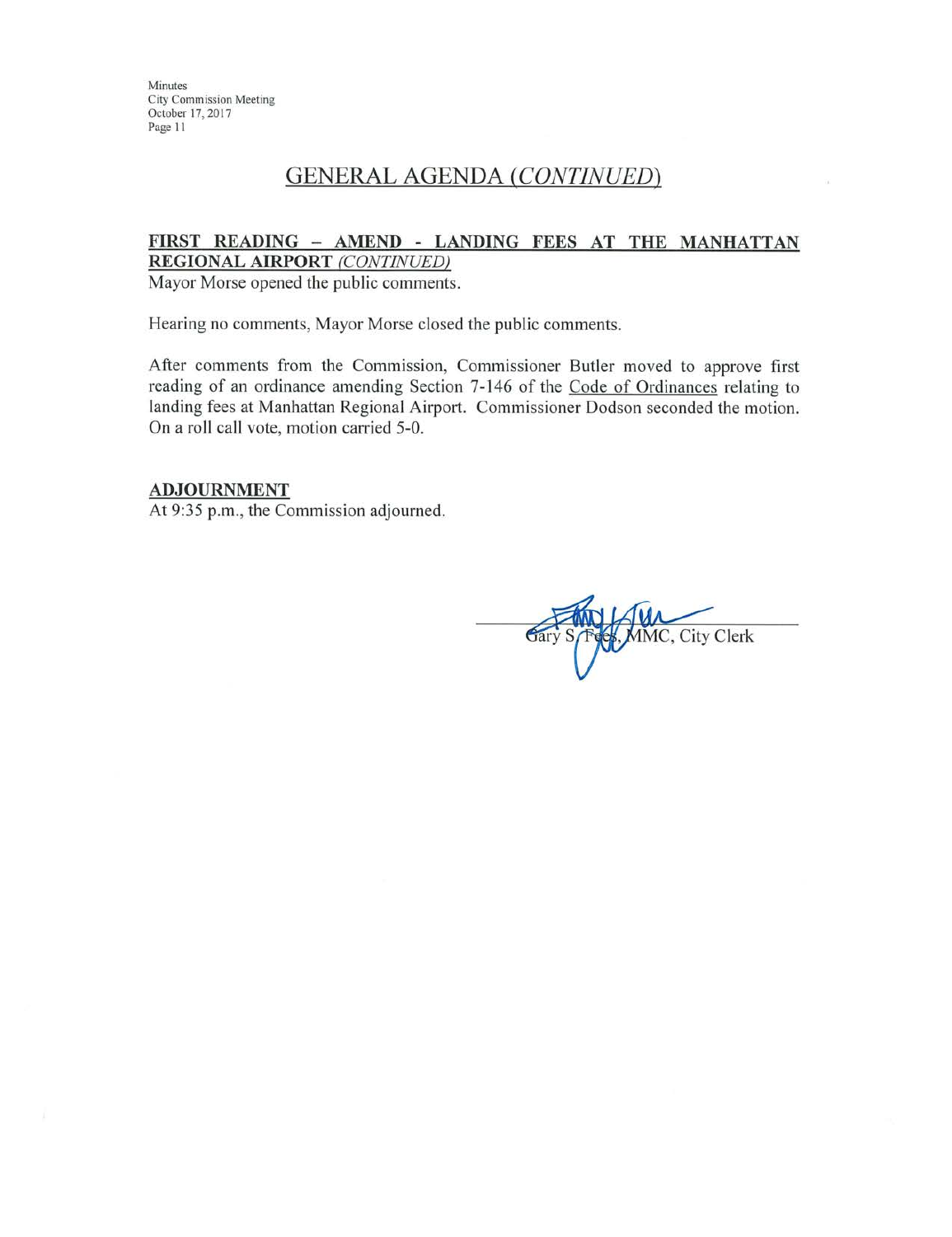## GENERAL AGENDA *(CONTINUED)*

**FIRST READING – AMEND - LANDING FEES AT THE MANHATTAN REGIONAL AIRPORT** *(CONTINUED)*

Mayor Morse opened the public comments.

Hearing no comments, Mayor Morse closed the public comments.

After comments from the Commission, Commissioner Butler moved to approve first reading of an ordinance amending Section 7-146 of the Code of Ordinances relating to landing fees at Manhattan Regional Airport. Commissioner Dodson seconded the motion. On a roll call vote, motion carried 5-0.

**ADJOURNMENT**

At 9:35 p.m., the Commission adjourned.

Gary S. Fees, MMC, City Clerk